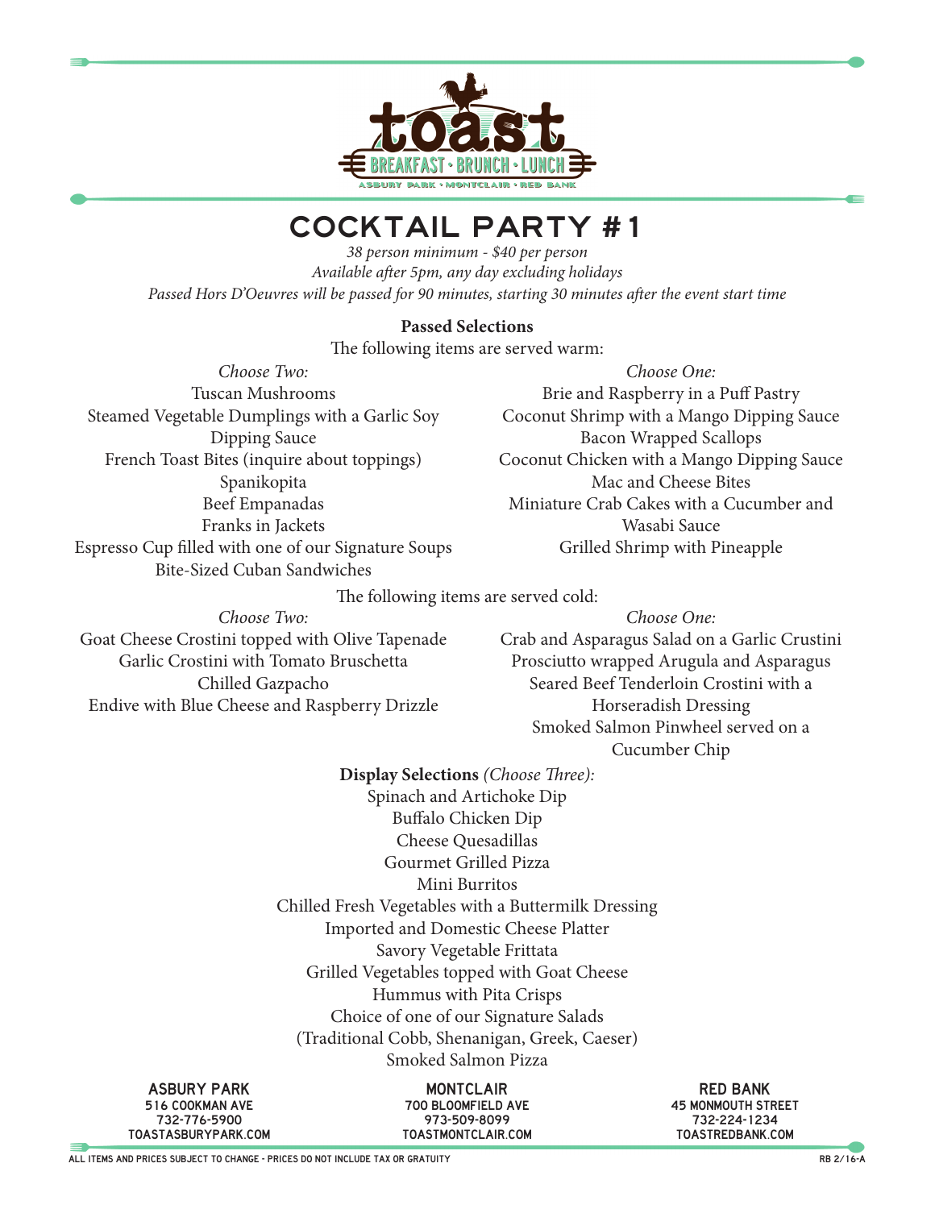# toast

BREAKFAST • BRUNCH • LUNCH

ASBURY PARK • MONTCLAIR • RED BANK

## COCKTAIL PARTY #1

*38 person minimum - $40 per person*
*Available after 5pm, any day excluding holidays*
*Passed Hors D'Oeuvres will be passed for 90 minutes, starting 30 minutes after the event start time*

**Passed Selections**

The following items are served warm:

*Choose Two:*

- Tuscan Mushrooms
- Steamed Vegetable Dumplings with a Garlic Soy Dipping Sauce
- French Toast Bites (inquire about toppings)
- Spanikopita
- Beef Empanadas
- Franks in Jackets
- Espresso Cup filled with one of our Signature Soups
- Bite-Sized Cuban Sandwiches

*Choose One:*

- Brie and Raspberry in a Puff Pastry
- Coconut Shrimp with a Mango Dipping Sauce
- Bacon Wrapped Scallops
- Coconut Chicken with a Mango Dipping Sauce
- Mac and Cheese Bites
- Miniature Crab Cakes with a Cucumber and Wasabi Sauce
- Grilled Shrimp with Pineapple

The following items are served cold:

*Choose Two:*

- Goat Cheese Crostini topped with Olive Tapenade
- Garlic Crostini with Tomato Bruschetta
- Chilled Gazpacho
- Endive with Blue Cheese and Raspberry Drizzle

*Choose One:*

- Crab and Asparagus Salad on a Garlic Crustini
- Prosciutto wrapped Arugula and Asparagus
- Seared Beef Tenderloin Crostini with a Horseradish Dressing
- Smoked Salmon Pinwheel served on a Cucumber Chip

**Display Selections** *(Choose Three):*

- Spinach and Artichoke Dip
- Buffalo Chicken Dip
- Cheese Quesadillas
- Gourmet Grilled Pizza
- Mini Burritos
- Chilled Fresh Vegetables with a Buttermilk Dressing
- Imported and Domestic Cheese Platter
- Savory Vegetable Frittata
- Grilled Vegetables topped with Goat Cheese
- Hummus with Pita Crisps
- Choice of one of our Signature Salads (Traditional Cobb, Shenanigan, Greek, Caeser)
- Smoked Salmon Pizza

**ASBURY PARK**
516 COOKMAN AVE
732-776-5900
TOASTASBURYPARK.COM

**MONTCLAIR**
700 BLOOMFIELD AVE
973-509-8099
TOASTMONTCLAIR.COM

**RED BANK**
45 MONMOUTH STREET
732-224-1234
TOASTREDBANK.COM

ALL ITEMS AND PRICES SUBJECT TO CHANGE - PRICES DO NOT INCLUDE TAX OR GRATUITY

RB 2/16-A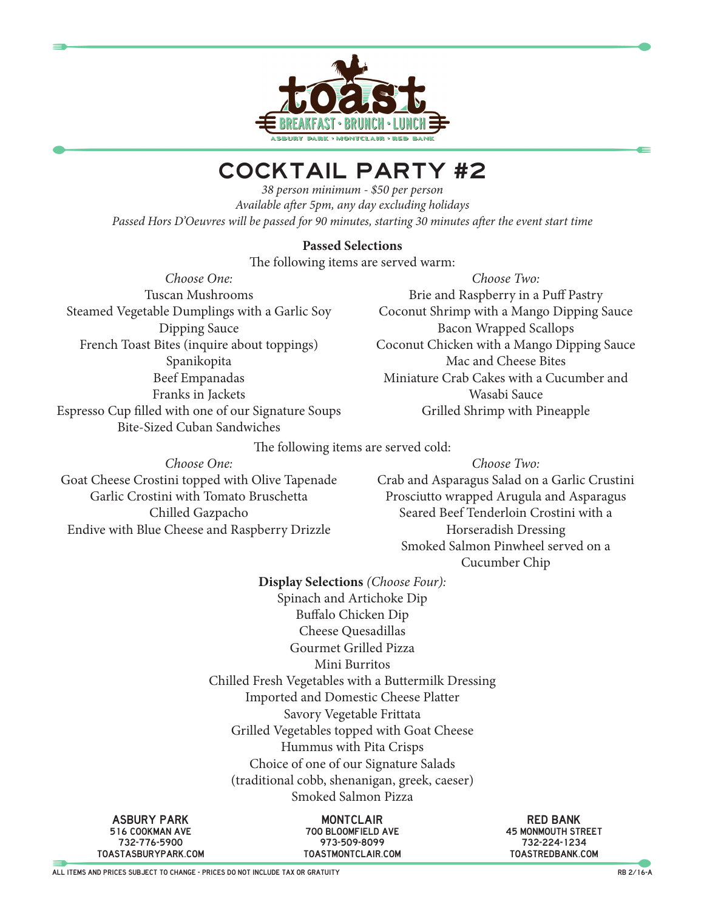# COCKTAIL PARTY #2

*38 person minimum - $50 per person*
*Available after 5pm, any day excluding holidays*
*Passed Hors D'Oeuvres will be passed for 90 minutes, starting 30 minutes after the event start time*

**Passed Selections**

The following items are served warm:

*Choose One:*

- Tuscan Mushrooms
- Steamed Vegetable Dumplings with a Garlic Soy Dipping Sauce
- French Toast Bites (inquire about toppings)
- Spanikopita
- Beef Empanadas
- Franks in Jackets
- Espresso Cup filled with one of our Signature Soups
- Bite-Sized Cuban Sandwiches

*Choose Two:*

- Brie and Raspberry in a Puff Pastry
- Coconut Shrimp with a Mango Dipping Sauce
- Bacon Wrapped Scallops
- Coconut Chicken with a Mango Dipping Sauce
- Mac and Cheese Bites
- Miniature Crab Cakes with a Cucumber and Wasabi Sauce
- Grilled Shrimp with Pineapple

The following items are served cold:

*Choose One:*

- Goat Cheese Crostini topped with Olive Tapenade
- Garlic Crostini with Tomato Bruschetta
- Chilled Gazpacho
- Endive with Blue Cheese and Raspberry Drizzle

*Choose Two:*

- Crab and Asparagus Salad on a Garlic Crustini
- Prosciutto wrapped Arugula and Asparagus
- Seared Beef Tenderloin Crostini with a Horseradish Dressing
- Smoked Salmon Pinwheel served on a Cucumber Chip

**Display Selections** *(Choose Four):*

- Spinach and Artichoke Dip
- Buffalo Chicken Dip
- Cheese Quesadillas
- Gourmet Grilled Pizza
- Mini Burritos
- Chilled Fresh Vegetables with a Buttermilk Dressing
- Imported and Domestic Cheese Platter
- Savory Vegetable Frittata
- Grilled Vegetables topped with Goat Cheese
- Hummus with Pita Crisps
- Choice of one of our Signature Salads (traditional cobb, shenanigan, greek, caeser)
- Smoked Salmon Pizza

**ASBURY PARK**
516 COOKMAN AVE
732-776-5900
TOASTASBURYPARK.COM

**MONTCLAIR**
700 BLOOMFIELD AVE
973-509-8099
TOASTMONTCLAIR.COM

**RED BANK**
45 MONMOUTH STREET
732-224-1234
TOASTREDBANK.COM

ALL ITEMS AND PRICES SUBJECT TO CHANGE - PRICES DO NOT INCLUDE TAX OR GRATUITY

RB 2/16-A